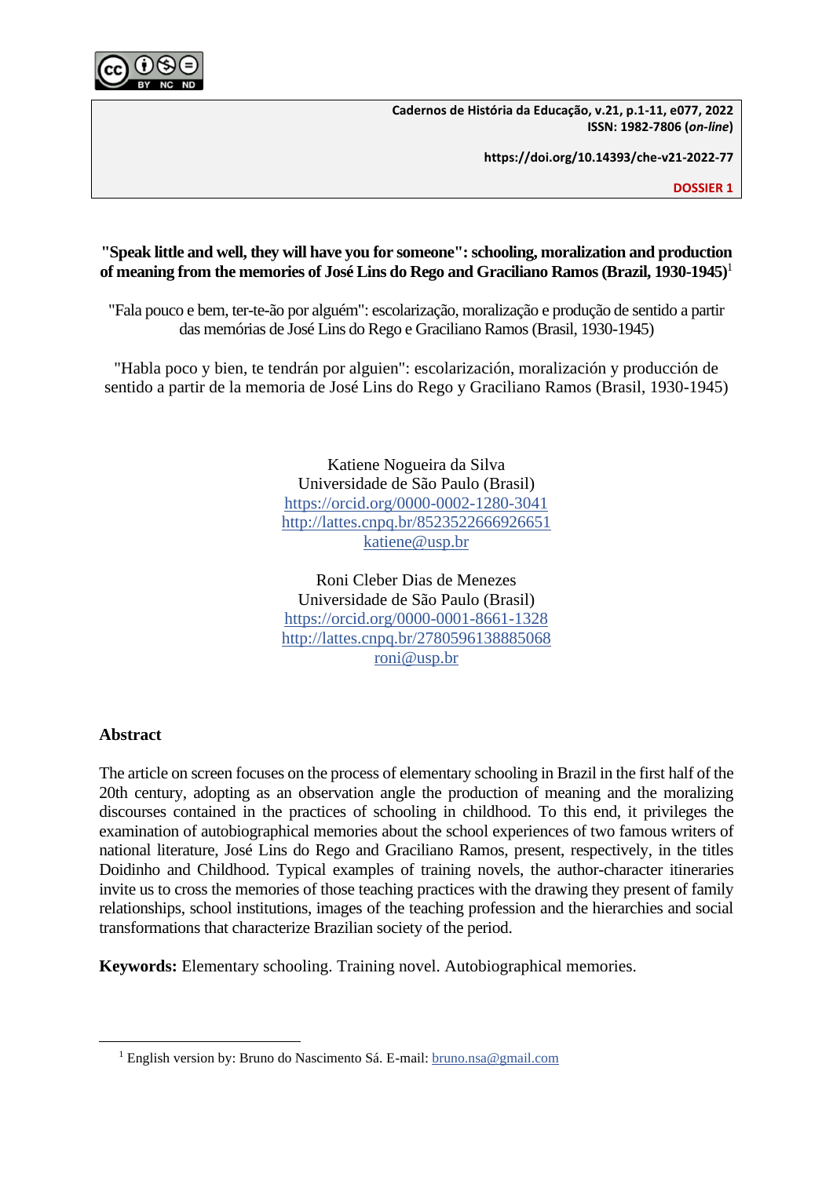Cadernos de História da Educação, v.21, p.1-11, e077, 2022
ISSN: 1982-7806 (*on-line*)

https://doi.org/10.14393/che-v21-2022-77

**DOSSIER 1**

# "Speak little and well, they will have you for someone": schooling, moralization and production of meaning from the memories of José Lins do Rego and Graciliano Ramos (Brazil, 1930-1945)[1]

"Fala pouco e bem, ter-te-ão por alguém": escolarização, moralização e produção de sentido a partir das memórias de José Lins do Rego e Graciliano Ramos (Brasil, 1930-1945)

"Habla poco y bien, te tendrán por alguien": escolarización, moralización y producción de sentido a partir de la memoria de José Lins do Rego y Graciliano Ramos (Brasil, 1930-1945)

Katiene Nogueira da Silva
Universidade de São Paulo (Brasil)
https://orcid.org/0000-0002-1280-3041
http://lattes.cnpq.br/8523522666926651
katiene@usp.br

Roni Cleber Dias de Menezes
Universidade de São Paulo (Brasil)
https://orcid.org/0000-0001-8661-1328
http://lattes.cnpq.br/2780596138885068
roni@usp.br

## Abstract

The article on screen focuses on the process of elementary schooling in Brazil in the first half of the 20th century, adopting as an observation angle the production of meaning and the moralizing discourses contained in the practices of schooling in childhood. To this end, it privileges the examination of autobiographical memories about the school experiences of two famous writers of national literature, José Lins do Rego and Graciliano Ramos, present, respectively, in the titles Doidinho and Childhood. Typical examples of training novels, the author-character itineraries invite us to cross the memories of those teaching practices with the drawing they present of family relationships, school institutions, images of the teaching profession and the hierarchies and social transformations that characterize Brazilian society of the period.

**Keywords:** Elementary schooling. Training novel. Autobiographical memories.

[1] English version by: Bruno do Nascimento Sá. E-mail: bruno.nsa@gmail.com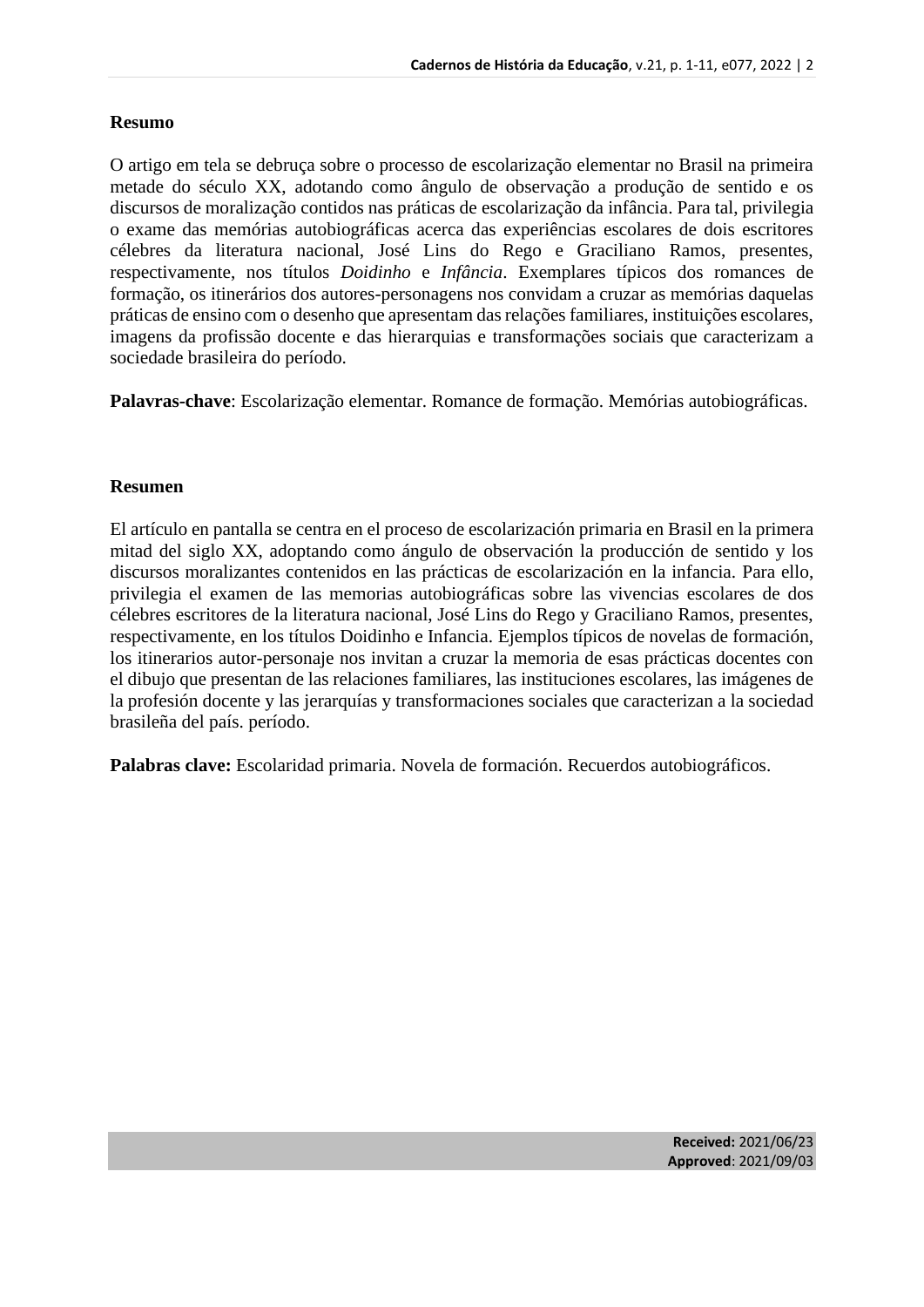**Resumo**

O artigo em tela se debruça sobre o processo de escolarização elementar no Brasil na primeira metade do século XX, adotando como ângulo de observação a produção de sentido e os discursos de moralização contidos nas práticas de escolarização da infância. Para tal, privilegia o exame das memórias autobiográficas acerca das experiências escolares de dois escritores célebres da literatura nacional, José Lins do Rego e Graciliano Ramos, presentes, respectivamente, nos títulos *Doidinho* e *Infância*. Exemplares típicos dos romances de formação, os itinerários dos autores-personagens nos convidam a cruzar as memórias daquelas práticas de ensino com o desenho que apresentam das relações familiares, instituições escolares, imagens da profissão docente e das hierarquias e transformações sociais que caracterizam a sociedade brasileira do período.

**Palavras-chave**: Escolarização elementar. Romance de formação. Memórias autobiográficas.

**Resumen**

El artículo en pantalla se centra en el proceso de escolarización primaria en Brasil en la primera mitad del siglo XX, adoptando como ángulo de observación la producción de sentido y los discursos moralizantes contenidos en las prácticas de escolarización en la infancia. Para ello, privilegia el examen de las memorias autobiográficas sobre las vivencias escolares de dos célebres escritores de la literatura nacional, José Lins do Rego y Graciliano Ramos, presentes, respectivamente, en los títulos Doidinho e Infancia. Ejemplos típicos de novelas de formación, los itinerarios autor-personaje nos invitan a cruzar la memoria de esas prácticas docentes con el dibujo que presentan de las relaciones familiares, las instituciones escolares, las imágenes de la profesión docente y las jerarquías y transformaciones sociales que caracterizan a la sociedad brasileña del país. período.

**Palabras clave:** Escolaridad primaria. Novela de formación. Recuerdos autobiográficos.

**Received:** 2021/06/23
**Approved**: 2021/09/03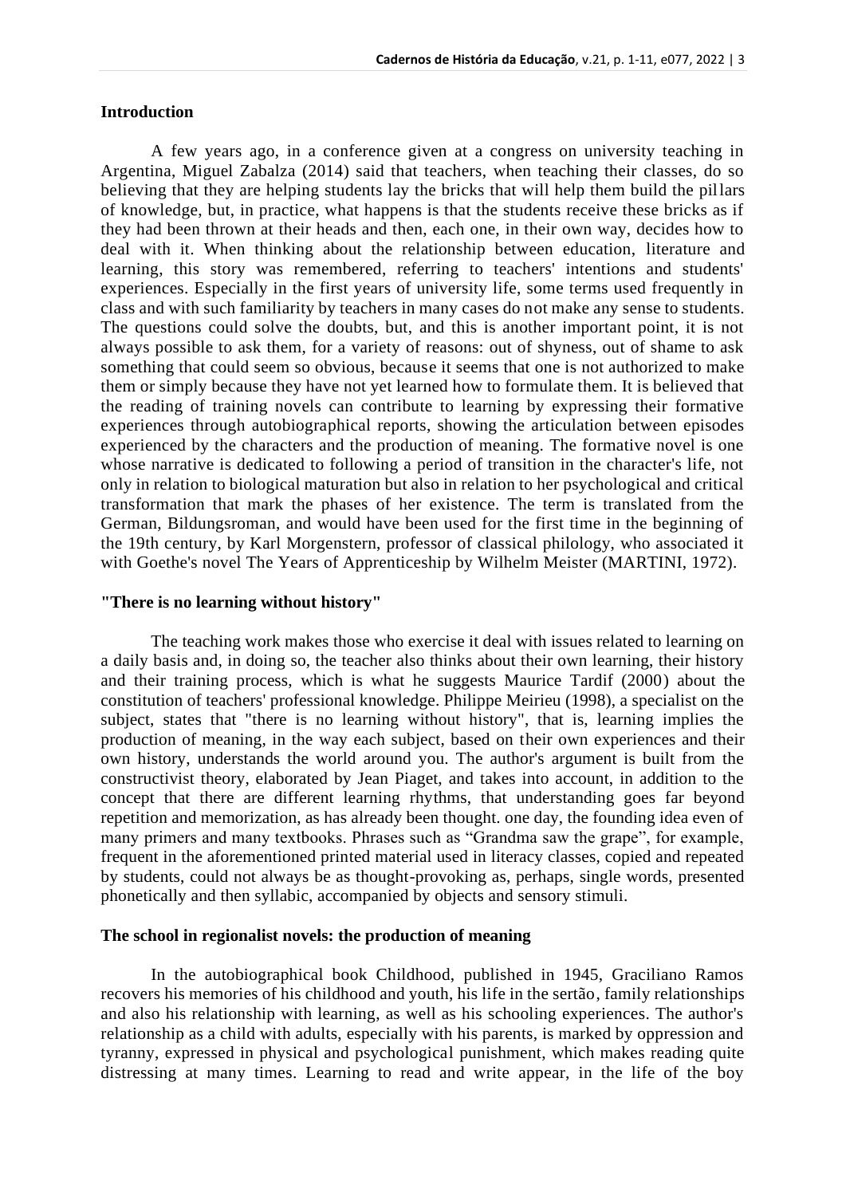## Introduction

A few years ago, in a conference given at a congress on university teaching in Argentina, Miguel Zabalza (2014) said that teachers, when teaching their classes, do so believing that they are helping students lay the bricks that will help them build the pillars of knowledge, but, in practice, what happens is that the students receive these bricks as if they had been thrown at their heads and then, each one, in their own way, decides how to deal with it. When thinking about the relationship between education, literature and learning, this story was remembered, referring to teachers' intentions and students' experiences. Especially in the first years of university life, some terms used frequently in class and with such familiarity by teachers in many cases do not make any sense to students. The questions could solve the doubts, but, and this is another important point, it is not always possible to ask them, for a variety of reasons: out of shyness, out of shame to ask something that could seem so obvious, because it seems that one is not authorized to make them or simply because they have not yet learned how to formulate them. It is believed that the reading of training novels can contribute to learning by expressing their formative experiences through autobiographical reports, showing the articulation between episodes experienced by the characters and the production of meaning. The formative novel is one whose narrative is dedicated to following a period of transition in the character's life, not only in relation to biological maturation but also in relation to her psychological and critical transformation that mark the phases of her existence. The term is translated from the German, Bildungsroman, and would have been used for the first time in the beginning of the 19th century, by Karl Morgenstern, professor of classical philology, who associated it with Goethe's novel The Years of Apprenticeship by Wilhelm Meister (MARTINI, 1972).

## "There is no learning without history"

The teaching work makes those who exercise it deal with issues related to learning on a daily basis and, in doing so, the teacher also thinks about their own learning, their history and their training process, which is what he suggests Maurice Tardif (2000) about the constitution of teachers' professional knowledge. Philippe Meirieu (1998), a specialist on the subject, states that "there is no learning without history", that is, learning implies the production of meaning, in the way each subject, based on their own experiences and their own history, understands the world around you. The author's argument is built from the constructivist theory, elaborated by Jean Piaget, and takes into account, in addition to the concept that there are different learning rhythms, that understanding goes far beyond repetition and memorization, as has already been thought. one day, the founding idea even of many primers and many textbooks. Phrases such as "Grandma saw the grape", for example, frequent in the aforementioned printed material used in literacy classes, copied and repeated by students, could not always be as thought-provoking as, perhaps, single words, presented phonetically and then syllabic, accompanied by objects and sensory stimuli.

## The school in regionalist novels: the production of meaning

In the autobiographical book Childhood, published in 1945, Graciliano Ramos recovers his memories of his childhood and youth, his life in the sertão, family relationships and also his relationship with learning, as well as his schooling experiences. The author's relationship as a child with adults, especially with his parents, is marked by oppression and tyranny, expressed in physical and psychological punishment, which makes reading quite distressing at many times. Learning to read and write appear, in the life of the boy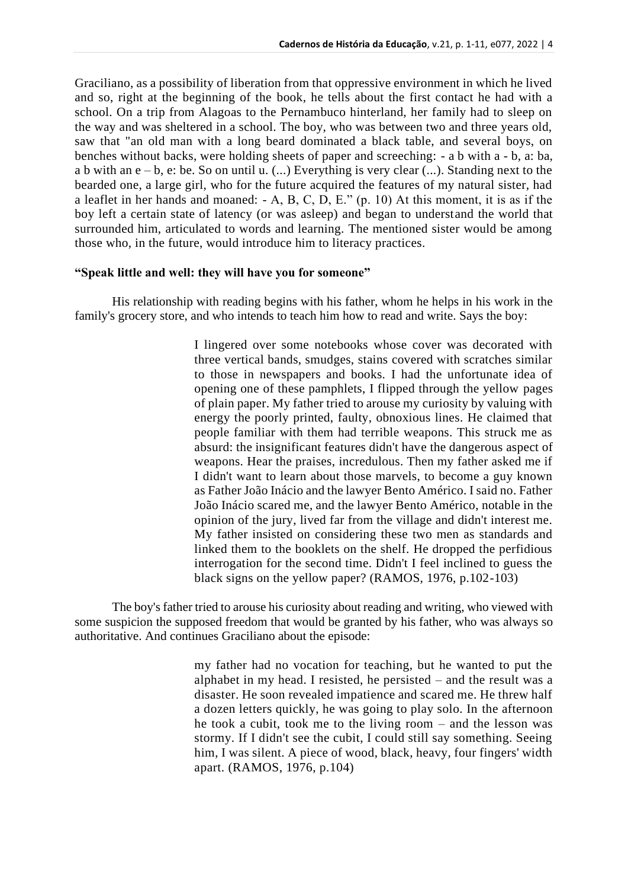Graciliano, as a possibility of liberation from that oppressive environment in which he lived and so, right at the beginning of the book, he tells about the first contact he had with a school. On a trip from Alagoas to the Pernambuco hinterland, her family had to sleep on the way and was sheltered in a school. The boy, who was between two and three years old, saw that "an old man with a long beard dominated a black table, and several boys, on benches without backs, were holding sheets of paper and screeching: - a b with a - b, a: ba, a b with an e – b, e: be. So on until u. (...) Everything is very clear (...). Standing next to the bearded one, a large girl, who for the future acquired the features of my natural sister, had a leaflet in her hands and moaned: - A, B, C, D, E." (p. 10) At this moment, it is as if the boy left a certain state of latency (or was asleep) and began to understand the world that surrounded him, articulated to words and learning. The mentioned sister would be among those who, in the future, would introduce him to literacy practices.

### **"Speak little and well: they will have you for someone"**

His relationship with reading begins with his father, whom he helps in his work in the family's grocery store, and who intends to teach him how to read and write. Says the boy:

> I lingered over some notebooks whose cover was decorated with three vertical bands, smudges, stains covered with scratches similar to those in newspapers and books. I had the unfortunate idea of opening one of these pamphlets, I flipped through the yellow pages of plain paper. My father tried to arouse my curiosity by valuing with energy the poorly printed, faulty, obnoxious lines. He claimed that people familiar with them had terrible weapons. This struck me as absurd: the insignificant features didn't have the dangerous aspect of weapons. Hear the praises, incredulous. Then my father asked me if I didn't want to learn about those marvels, to become a guy known as Father João Inácio and the lawyer Bento Américo. I said no. Father João Inácio scared me, and the lawyer Bento Américo, notable in the opinion of the jury, lived far from the village and didn't interest me. My father insisted on considering these two men as standards and linked them to the booklets on the shelf. He dropped the perfidious interrogation for the second time. Didn't I feel inclined to guess the black signs on the yellow paper? (RAMOS, 1976, p.102-103)

The boy's father tried to arouse his curiosity about reading and writing, who viewed with some suspicion the supposed freedom that would be granted by his father, who was always so authoritative. And continues Graciliano about the episode:

> my father had no vocation for teaching, but he wanted to put the alphabet in my head. I resisted, he persisted – and the result was a disaster. He soon revealed impatience and scared me. He threw half a dozen letters quickly, he was going to play solo. In the afternoon he took a cubit, took me to the living room – and the lesson was stormy. If I didn't see the cubit, I could still say something. Seeing him, I was silent. A piece of wood, black, heavy, four fingers' width apart. (RAMOS, 1976, p.104)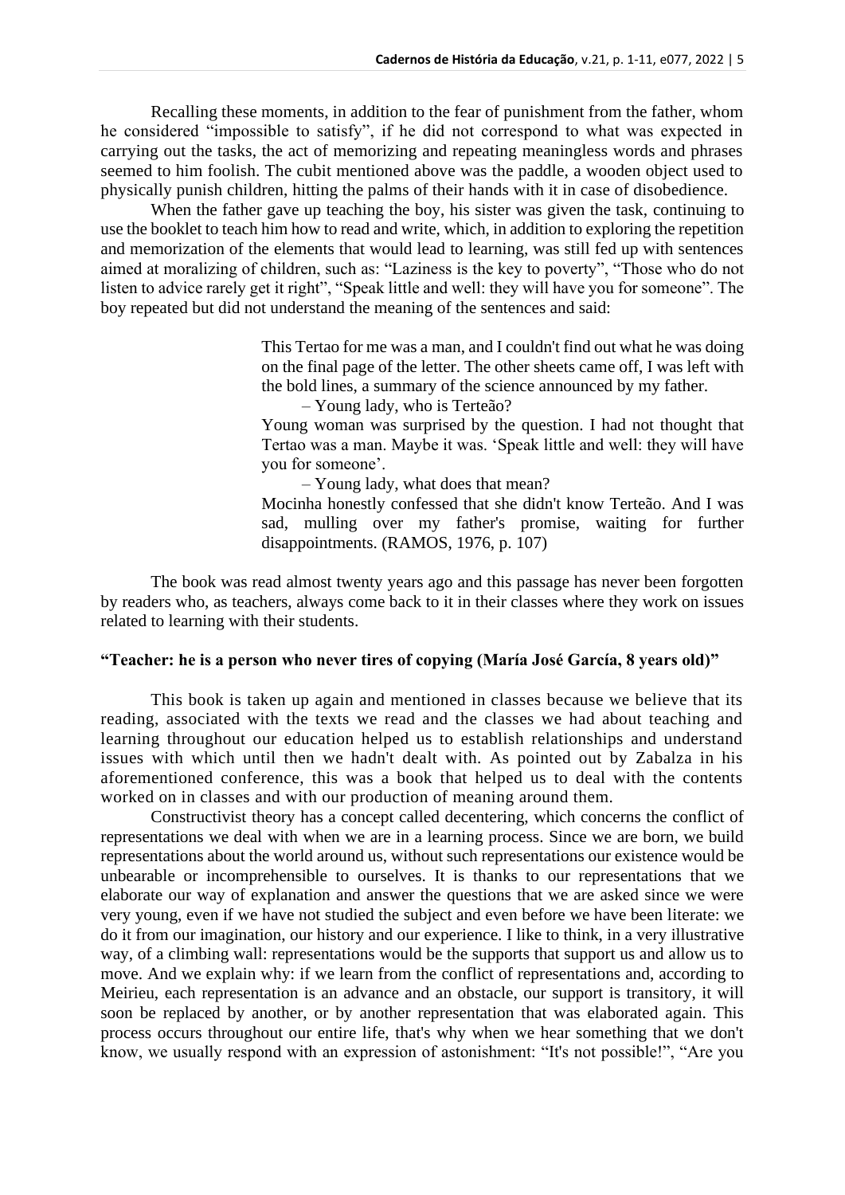Recalling these moments, in addition to the fear of punishment from the father, whom he considered "impossible to satisfy", if he did not correspond to what was expected in carrying out the tasks, the act of memorizing and repeating meaningless words and phrases seemed to him foolish. The cubit mentioned above was the paddle, a wooden object used to physically punish children, hitting the palms of their hands with it in case of disobedience.

When the father gave up teaching the boy, his sister was given the task, continuing to use the booklet to teach him how to read and write, which, in addition to exploring the repetition and memorization of the elements that would lead to learning, was still fed up with sentences aimed at moralizing of children, such as: "Laziness is the key to poverty", "Those who do not listen to advice rarely get it right", "Speak little and well: they will have you for someone". The boy repeated but did not understand the meaning of the sentences and said:

> This Tertao for me was a man, and I couldn't find out what he was doing on the final page of the letter. The other sheets came off, I was left with the bold lines, a summary of the science announced by my father.
>
> – Young lady, who is Terteão?
>
> Young woman was surprised by the question. I had not thought that Tertao was a man. Maybe it was. 'Speak little and well: they will have you for someone'.
>
> – Young lady, what does that mean?
>
> Mocinha honestly confessed that she didn't know Terteão. And I was sad, mulling over my father's promise, waiting for further disappointments. (RAMOS, 1976, p. 107)

The book was read almost twenty years ago and this passage has never been forgotten by readers who, as teachers, always come back to it in their classes where they work on issues related to learning with their students.

## "Teacher: he is a person who never tires of copying (María José García, 8 years old)"

This book is taken up again and mentioned in classes because we believe that its reading, associated with the texts we read and the classes we had about teaching and learning throughout our education helped us to establish relationships and understand issues with which until then we hadn't dealt with. As pointed out by Zabalza in his aforementioned conference, this was a book that helped us to deal with the contents worked on in classes and with our production of meaning around them.

Constructivist theory has a concept called decentering, which concerns the conflict of representations we deal with when we are in a learning process. Since we are born, we build representations about the world around us, without such representations our existence would be unbearable or incomprehensible to ourselves. It is thanks to our representations that we elaborate our way of explanation and answer the questions that we are asked since we were very young, even if we have not studied the subject and even before we have been literate: we do it from our imagination, our history and our experience. I like to think, in a very illustrative way, of a climbing wall: representations would be the supports that support us and allow us to move. And we explain why: if we learn from the conflict of representations and, according to Meirieu, each representation is an advance and an obstacle, our support is transitory, it will soon be replaced by another, or by another representation that was elaborated again. This process occurs throughout our entire life, that's why when we hear something that we don't know, we usually respond with an expression of astonishment: "It's not possible!", "Are you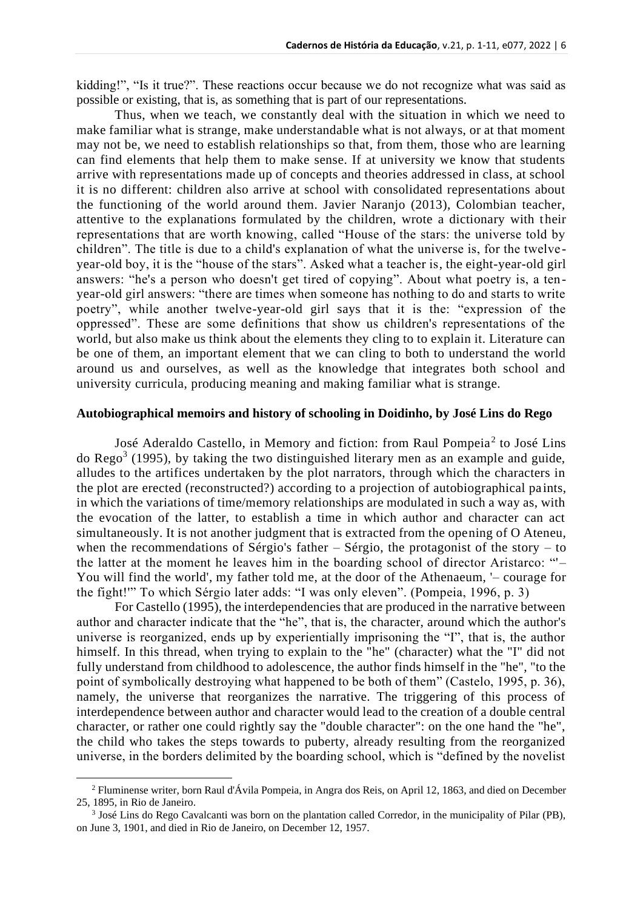kidding!", "Is it true?". These reactions occur because we do not recognize what was said as possible or existing, that is, as something that is part of our representations.

Thus, when we teach, we constantly deal with the situation in which we need to make familiar what is strange, make understandable what is not always, or at that moment may not be, we need to establish relationships so that, from them, those who are learning can find elements that help them to make sense. If at university we know that students arrive with representations made up of concepts and theories addressed in class, at school it is no different: children also arrive at school with consolidated representations about the functioning of the world around them. Javier Naranjo (2013), Colombian teacher, attentive to the explanations formulated by the children, wrote a dictionary with their representations that are worth knowing, called "House of the stars: the universe told by children". The title is due to a child's explanation of what the universe is, for the twelve-year-old boy, it is the "house of the stars". Asked what a teacher is, the eight-year-old girl answers: "he's a person who doesn't get tired of copying". About what poetry is, a ten-year-old girl answers: "there are times when someone has nothing to do and starts to write poetry", while another twelve-year-old girl says that it is the: "expression of the oppressed". These are some definitions that show us children's representations of the world, but also make us think about the elements they cling to to explain it. Literature can be one of them, an important element that we can cling to both to understand the world around us and ourselves, as well as the knowledge that integrates both school and university curricula, producing meaning and making familiar what is strange.

## Autobiographical memoirs and history of schooling in Doidinho, by José Lins do Rego

José Aderaldo Castello, in Memory and fiction: from Raul Pompeia[2] to José Lins do Rego[3] (1995), by taking the two distinguished literary men as an example and guide, alludes to the artifices undertaken by the plot narrators, through which the characters in the plot are erected (reconstructed?) according to a projection of autobiographical paints, in which the variations of time/memory relationships are modulated in such a way as, with the evocation of the latter, to establish a time in which author and character can act simultaneously. It is not another judgment that is extracted from the opening of O Ateneu, when the recommendations of Sérgio's father – Sérgio, the protagonist of the story – to the latter at the moment he leaves him in the boarding school of director Aristarco: "'– You will find the world', my father told me, at the door of the Athenaeum, '– courage for the fight!'" To which Sérgio later adds: "I was only eleven". (Pompeia, 1996, p. 3)

For Castello (1995), the interdependencies that are produced in the narrative between author and character indicate that the "he", that is, the character, around which the author's universe is reorganized, ends up by experientially imprisoning the "I", that is, the author himself. In this thread, when trying to explain to the "he" (character) what the "I" did not fully understand from childhood to adolescence, the author finds himself in the "he", "to the point of symbolically destroying what happened to be both of them" (Castelo, 1995, p. 36), namely, the universe that reorganizes the narrative. The triggering of this process of interdependence between author and character would lead to the creation of a double central character, or rather one could rightly say the "double character": on the one hand the "he", the child who takes the steps towards to puberty, already resulting from the reorganized universe, in the borders delimited by the boarding school, which is "defined by the novelist

[2] Fluminense writer, born Raul d'Ávila Pompeia, in Angra dos Reis, on April 12, 1863, and died on December 25, 1895, in Rio de Janeiro.

[3] José Lins do Rego Cavalcanti was born on the plantation called Corredor, in the municipality of Pilar (PB), on June 3, 1901, and died in Rio de Janeiro, on December 12, 1957.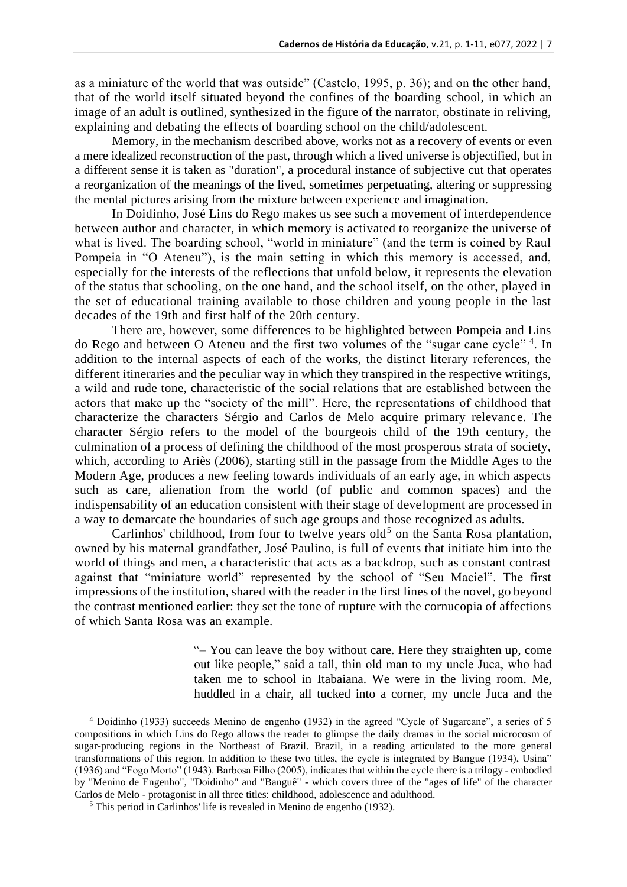as a miniature of the world that was outside" (Castelo, 1995, p. 36); and on the other hand, that of the world itself situated beyond the confines of the boarding school, in which an image of an adult is outlined, synthesized in the figure of the narrator, obstinate in reliving, explaining and debating the effects of boarding school on the child/adolescent.

Memory, in the mechanism described above, works not as a recovery of events or even a mere idealized reconstruction of the past, through which a lived universe is objectified, but in a different sense it is taken as "duration", a procedural instance of subjective cut that operates a reorganization of the meanings of the lived, sometimes perpetuating, altering or suppressing the mental pictures arising from the mixture between experience and imagination.

In Doidinho, José Lins do Rego makes us see such a movement of interdependence between author and character, in which memory is activated to reorganize the universe of what is lived. The boarding school, "world in miniature" (and the term is coined by Raul Pompeia in "O Ateneu"), is the main setting in which this memory is accessed, and, especially for the interests of the reflections that unfold below, it represents the elevation of the status that schooling, on the one hand, and the school itself, on the other, played in the set of educational training available to those children and young people in the last decades of the 19th and first half of the 20th century.

There are, however, some differences to be highlighted between Pompeia and Lins do Rego and between O Ateneu and the first two volumes of the "sugar cane cycle" [4]. In addition to the internal aspects of each of the works, the distinct literary references, the different itineraries and the peculiar way in which they transpired in the respective writings, a wild and rude tone, characteristic of the social relations that are established between the actors that make up the "society of the mill". Here, the representations of childhood that characterize the characters Sérgio and Carlos de Melo acquire primary relevance. The character Sérgio refers to the model of the bourgeois child of the 19th century, the culmination of a process of defining the childhood of the most prosperous strata of society, which, according to Ariès (2006), starting still in the passage from the Middle Ages to the Modern Age, produces a new feeling towards individuals of an early age, in which aspects such as care, alienation from the world (of public and common spaces) and the indispensability of an education consistent with their stage of development are processed in a way to demarcate the boundaries of such age groups and those recognized as adults.

Carlinhos' childhood, from four to twelve years old[5] on the Santa Rosa plantation, owned by his maternal grandfather, José Paulino, is full of events that initiate him into the world of things and men, a characteristic that acts as a backdrop, such as constant contrast against that "miniature world" represented by the school of "Seu Maciel". The first impressions of the institution, shared with the reader in the first lines of the novel, go beyond the contrast mentioned earlier: they set the tone of rupture with the cornucopia of affections of which Santa Rosa was an example.

> "– You can leave the boy without care. Here they straighten up, come out like people," said a tall, thin old man to my uncle Juca, who had taken me to school in Itabaiana. We were in the living room. Me, huddled in a chair, all tucked into a corner, my uncle Juca and the

---

[4] Doidinho (1933) succeeds Menino de engenho (1932) in the agreed "Cycle of Sugarcane", a series of 5 compositions in which Lins do Rego allows the reader to glimpse the daily dramas in the social microcosm of sugar-producing regions in the Northeast of Brazil. Brazil, in a reading articulated to the more general transformations of this region. In addition to these two titles, the cycle is integrated by Bangue (1934), Usina" (1936) and "Fogo Morto" (1943). Barbosa Filho (2005), indicates that within the cycle there is a trilogy - embodied by "Menino de Engenho", "Doidinho" and "Banguê" - which covers three of the "ages of life" of the character Carlos de Melo - protagonist in all three titles: childhood, adolescence and adulthood.

[5] This period in Carlinhos' life is revealed in Menino de engenho (1932).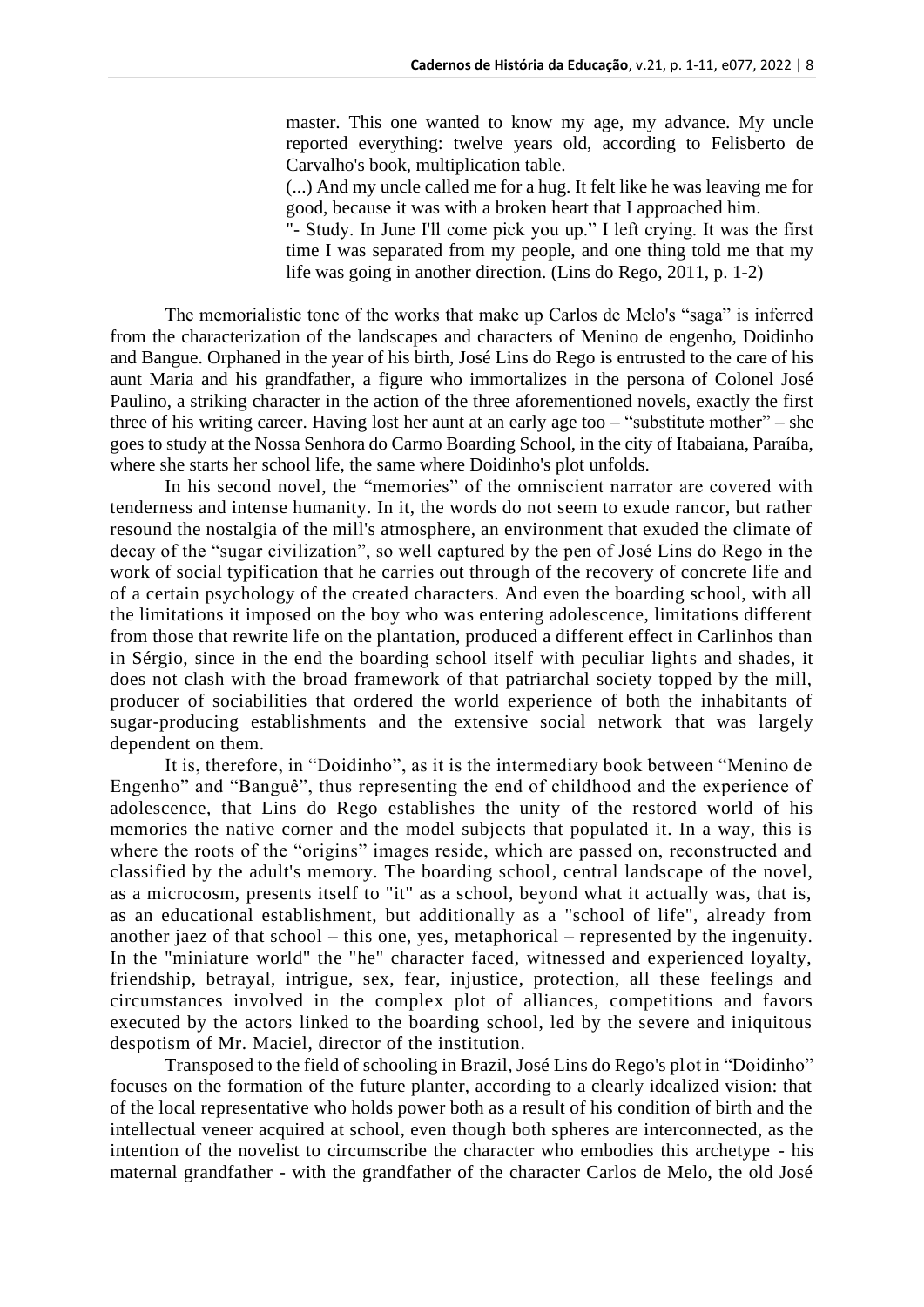> master. This one wanted to know my age, my advance. My uncle reported everything: twelve years old, according to Felisberto de Carvalho's book, multiplication table.
>
> (...) And my uncle called me for a hug. It felt like he was leaving me for good, because it was with a broken heart that I approached him.
>
> "- Study. In June I'll come pick you up." I left crying. It was the first time I was separated from my people, and one thing told me that my life was going in another direction. (Lins do Rego, 2011, p. 1-2)

The memorialistic tone of the works that make up Carlos de Melo's "saga" is inferred from the characterization of the landscapes and characters of Menino de engenho, Doidinho and Bangue. Orphaned in the year of his birth, José Lins do Rego is entrusted to the care of his aunt Maria and his grandfather, a figure who immortalizes in the persona of Colonel José Paulino, a striking character in the action of the three aforementioned novels, exactly the first three of his writing career. Having lost her aunt at an early age too – "substitute mother" – she goes to study at the Nossa Senhora do Carmo Boarding School, in the city of Itabaiana, Paraíba, where she starts her school life, the same where Doidinho's plot unfolds.

In his second novel, the "memories" of the omniscient narrator are covered with tenderness and intense humanity. In it, the words do not seem to exude rancor, but rather resound the nostalgia of the mill's atmosphere, an environment that exuded the climate of decay of the "sugar civilization", so well captured by the pen of José Lins do Rego in the work of social typification that he carries out through of the recovery of concrete life and of a certain psychology of the created characters. And even the boarding school, with all the limitations it imposed on the boy who was entering adolescence, limitations different from those that rewrite life on the plantation, produced a different effect in Carlinhos than in Sérgio, since in the end the boarding school itself with peculiar lights and shades, it does not clash with the broad framework of that patriarchal society topped by the mill, producer of sociabilities that ordered the world experience of both the inhabitants of sugar-producing establishments and the extensive social network that was largely dependent on them.

It is, therefore, in "Doidinho", as it is the intermediary book between "Menino de Engenho" and "Banguê", thus representing the end of childhood and the experience of adolescence, that Lins do Rego establishes the unity of the restored world of his memories the native corner and the model subjects that populated it. In a way, this is where the roots of the "origins" images reside, which are passed on, reconstructed and classified by the adult's memory. The boarding school, central landscape of the novel, as a microcosm, presents itself to "it" as a school, beyond what it actually was, that is, as an educational establishment, but additionally as a "school of life", already from another jaez of that school – this one, yes, metaphorical – represented by the ingenuity. In the "miniature world" the "he" character faced, witnessed and experienced loyalty, friendship, betrayal, intrigue, sex, fear, injustice, protection, all these feelings and circumstances involved in the complex plot of alliances, competitions and favors executed by the actors linked to the boarding school, led by the severe and iniquitous despotism of Mr. Maciel, director of the institution.

Transposed to the field of schooling in Brazil, José Lins do Rego's plot in "Doidinho" focuses on the formation of the future planter, according to a clearly idealized vision: that of the local representative who holds power both as a result of his condition of birth and the intellectual veneer acquired at school, even though both spheres are interconnected, as the intention of the novelist to circumscribe the character who embodies this archetype - his maternal grandfather - with the grandfather of the character Carlos de Melo, the old José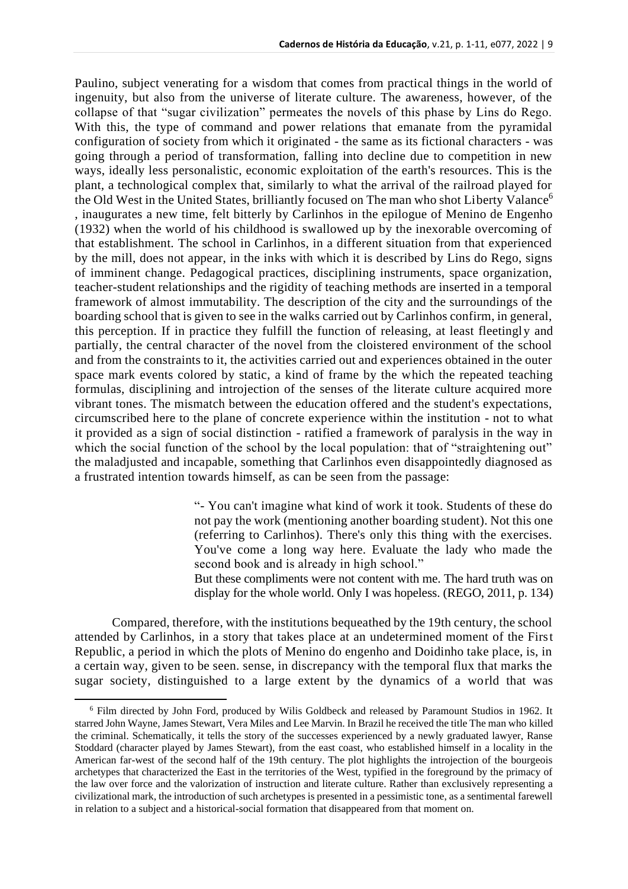Paulino, subject venerating for a wisdom that comes from practical things in the world of ingenuity, but also from the universe of literate culture. The awareness, however, of the collapse of that "sugar civilization" permeates the novels of this phase by Lins do Rego. With this, the type of command and power relations that emanate from the pyramidal configuration of society from which it originated - the same as its fictional characters - was going through a period of transformation, falling into decline due to competition in new ways, ideally less personalistic, economic exploitation of the earth's resources. This is the plant, a technological complex that, similarly to what the arrival of the railroad played for the Old West in the United States, brilliantly focused on The man who shot Liberty Valance[6], inaugurates a new time, felt bitterly by Carlinhos in the epilogue of Menino de Engenho (1932) when the world of his childhood is swallowed up by the inexorable overcoming of that establishment. The school in Carlinhos, in a different situation from that experienced by the mill, does not appear, in the inks with which it is described by Lins do Rego, signs of imminent change. Pedagogical practices, disciplining instruments, space organization, teacher-student relationships and the rigidity of teaching methods are inserted in a temporal framework of almost immutability. The description of the city and the surroundings of the boarding school that is given to see in the walks carried out by Carlinhos confirm, in general, this perception. If in practice they fulfill the function of releasing, at least fleetingly and partially, the central character of the novel from the cloistered environment of the school and from the constraints to it, the activities carried out and experiences obtained in the outer space mark events colored by static, a kind of frame by the which the repeated teaching formulas, disciplining and introjection of the senses of the literate culture acquired more vibrant tones. The mismatch between the education offered and the student's expectations, circumscribed here to the plane of concrete experience within the institution - not to what it provided as a sign of social distinction - ratified a framework of paralysis in the way in which the social function of the school by the local population: that of "straightening out" the maladjusted and incapable, something that Carlinhos even disappointedly diagnosed as a frustrated intention towards himself, as can be seen from the passage:

> "- You can't imagine what kind of work it took. Students of these do not pay the work (mentioning another boarding student). Not this one (referring to Carlinhos). There's only this thing with the exercises. You've come a long way here. Evaluate the lady who made the second book and is already in high school."
>
> But these compliments were not content with me. The hard truth was on display for the whole world. Only I was hopeless. (REGO, 2011, p. 134)

Compared, therefore, with the institutions bequeathed by the 19th century, the school attended by Carlinhos, in a story that takes place at an undetermined moment of the First Republic, a period in which the plots of Menino do engenho and Doidinho take place, is, in a certain way, given to be seen. sense, in discrepancy with the temporal flux that marks the sugar society, distinguished to a large extent by the dynamics of a world that was

---

[6] Film directed by John Ford, produced by Wilis Goldbeck and released by Paramount Studios in 1962. It starred John Wayne, James Stewart, Vera Miles and Lee Marvin. In Brazil he received the title The man who killed the criminal. Schematically, it tells the story of the successes experienced by a newly graduated lawyer, Ranse Stoddard (character played by James Stewart), from the east coast, who established himself in a locality in the American far-west of the second half of the 19th century. The plot highlights the introjection of the bourgeois archetypes that characterized the East in the territories of the West, typified in the foreground by the primacy of the law over force and the valorization of instruction and literate culture. Rather than exclusively representing a civilizational mark, the introduction of such archetypes is presented in a pessimistic tone, as a sentimental farewell in relation to a subject and a historical-social formation that disappeared from that moment on.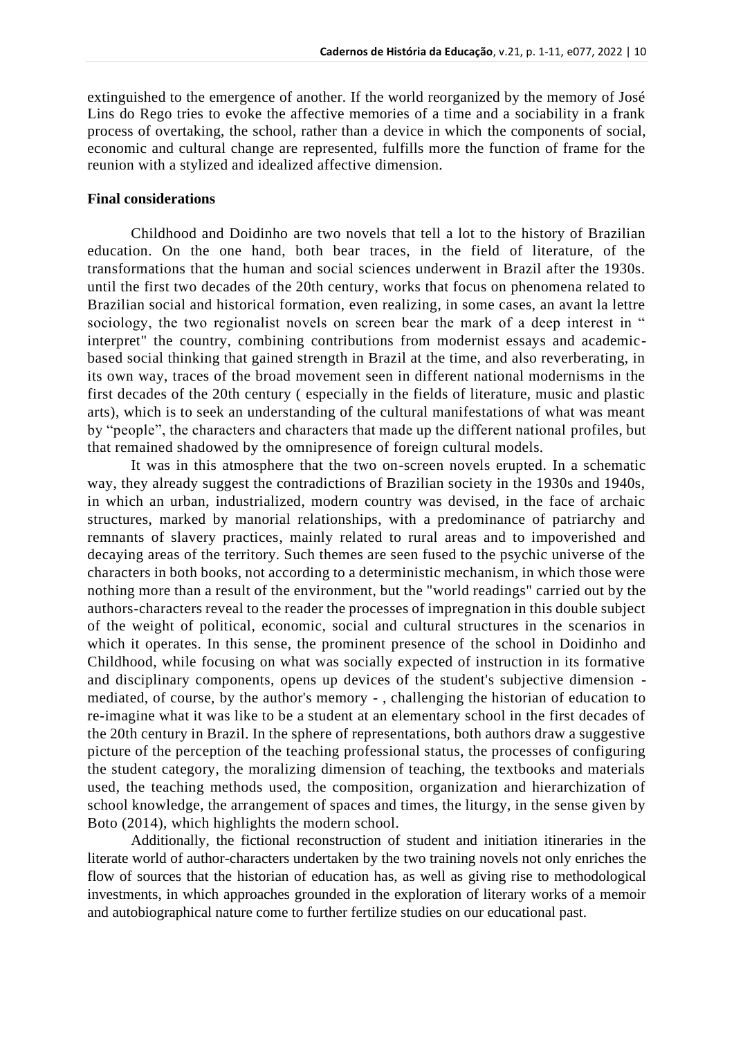extinguished to the emergence of another. If the world reorganized by the memory of José Lins do Rego tries to evoke the affective memories of a time and a sociability in a frank process of overtaking, the school, rather than a device in which the components of social, economic and cultural change are represented, fulfills more the function of frame for the reunion with a stylized and idealized affective dimension.

**Final considerations**

Childhood and Doidinho are two novels that tell a lot to the history of Brazilian education. On the one hand, both bear traces, in the field of literature, of the transformations that the human and social sciences underwent in Brazil after the 1930s. until the first two decades of the 20th century, works that focus on phenomena related to Brazilian social and historical formation, even realizing, in some cases, an avant la lettre sociology, the two regionalist novels on screen bear the mark of a deep interest in " interpret" the country, combining contributions from modernist essays and academic-based social thinking that gained strength in Brazil at the time, and also reverberating, in its own way, traces of the broad movement seen in different national modernisms in the first decades of the 20th century ( especially in the fields of literature, music and plastic arts), which is to seek an understanding of the cultural manifestations of what was meant by "people", the characters and characters that made up the different national profiles, but that remained shadowed by the omnipresence of foreign cultural models.

It was in this atmosphere that the two on-screen novels erupted. In a schematic way, they already suggest the contradictions of Brazilian society in the 1930s and 1940s, in which an urban, industrialized, modern country was devised, in the face of archaic structures, marked by manorial relationships, with a predominance of patriarchy and remnants of slavery practices, mainly related to rural areas and to impoverished and decaying areas of the territory. Such themes are seen fused to the psychic universe of the characters in both books, not according to a deterministic mechanism, in which those were nothing more than a result of the environment, but the "world readings" carried out by the authors-characters reveal to the reader the processes of impregnation in this double subject of the weight of political, economic, social and cultural structures in the scenarios in which it operates. In this sense, the prominent presence of the school in Doidinho and Childhood, while focusing on what was socially expected of instruction in its formative and disciplinary components, opens up devices of the student's subjective dimension - mediated, of course, by the author's memory - , challenging the historian of education to re-imagine what it was like to be a student at an elementary school in the first decades of the 20th century in Brazil. In the sphere of representations, both authors draw a suggestive picture of the perception of the teaching professional status, the processes of configuring the student category, the moralizing dimension of teaching, the textbooks and materials used, the teaching methods used, the composition, organization and hierarchization of school knowledge, the arrangement of spaces and times, the liturgy, in the sense given by Boto (2014), which highlights the modern school.

Additionally, the fictional reconstruction of student and initiation itineraries in the literate world of author-characters undertaken by the two training novels not only enriches the flow of sources that the historian of education has, as well as giving rise to methodological investments, in which approaches grounded in the exploration of literary works of a memoir and autobiographical nature come to further fertilize studies on our educational past.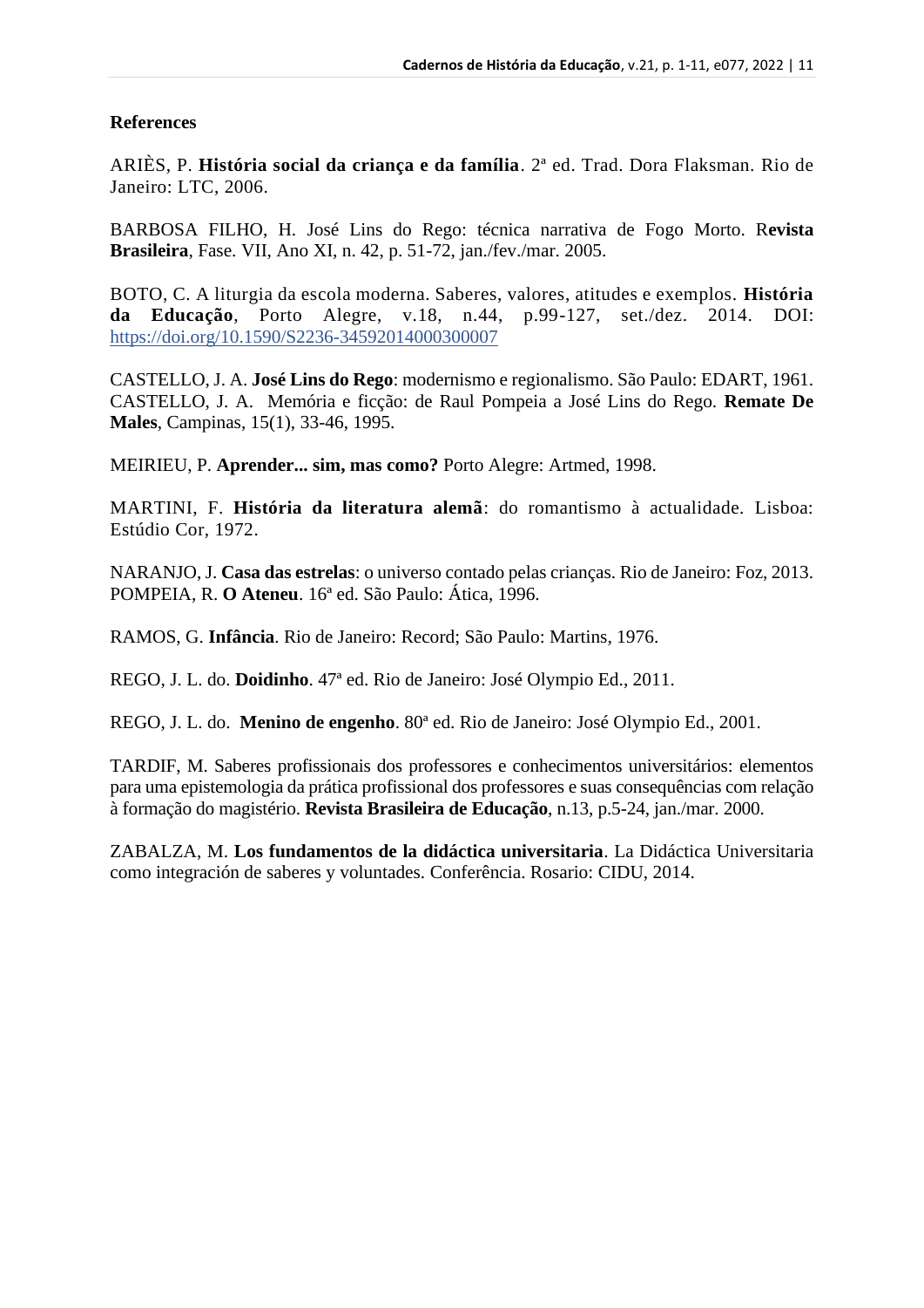## References

ARIÈS, P. **História social da criança e da família**. 2ª ed. Trad. Dora Flaksman. Rio de Janeiro: LTC, 2006.

BARBOSA FILHO, H. José Lins do Rego: técnica narrativa de Fogo Morto. R**evista Brasileira**, Fase. VII, Ano XI, n. 42, p. 51-72, jan./fev./mar. 2005.

BOTO, C. A liturgia da escola moderna. Saberes, valores, atitudes e exemplos. **História da Educação**, Porto Alegre, v.18, n.44, p.99-127, set./dez. 2014. DOI: https://doi.org/10.1590/S2236-34592014000300007

CASTELLO, J. A. **José Lins do Rego**: modernismo e regionalismo. São Paulo: EDART, 1961.
CASTELLO, J. A. Memória e ficção: de Raul Pompeia a José Lins do Rego. **Remate De Males**, Campinas, 15(1), 33-46, 1995.

MEIRIEU, P. **Aprender... sim, mas como?** Porto Alegre: Artmed, 1998.

MARTINI, F. **História da literatura alemã**: do romantismo à actualidade. Lisboa: Estúdio Cor, 1972.

NARANJO, J. **Casa das estrelas**: o universo contado pelas crianças. Rio de Janeiro: Foz, 2013.
POMPEIA, R. **O Ateneu**. 16ª ed. São Paulo: Ática, 1996.

RAMOS, G. **Infância**. Rio de Janeiro: Record; São Paulo: Martins, 1976.

REGO, J. L. do. **Doidinho**. 47ª ed. Rio de Janeiro: José Olympio Ed., 2011.

REGO, J. L. do. **Menino de engenho**. 80ª ed. Rio de Janeiro: José Olympio Ed., 2001.

TARDIF, M. Saberes profissionais dos professores e conhecimentos universitários: elementos para uma epistemologia da prática profissional dos professores e suas consequências com relação à formação do magistério. **Revista Brasileira de Educação**, n.13, p.5-24, jan./mar. 2000.

ZABALZA, M. **Los fundamentos de la didáctica universitaria**. La Didáctica Universitaria como integración de saberes y voluntades. Conferência. Rosario: CIDU, 2014.